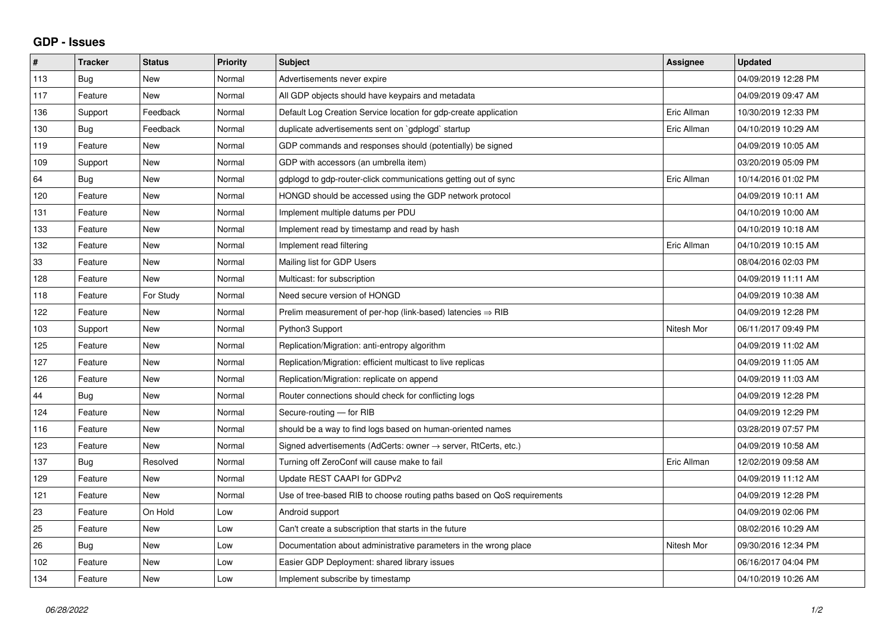## GDP - Issues

| # | Tracker | Status | Priority | Subject | Assignee | Updated |
|---|---|---|---|---|---|---|
| 113 | Bug | New | Normal | Advertisements never expire | | 04/09/2019 12:28 PM |
| 117 | Feature | New | Normal | All GDP objects should have keypairs and metadata | | 04/09/2019 09:47 AM |
| 136 | Support | Feedback | Normal | Default Log Creation Service location for gdp-create application | Eric Allman | 10/30/2019 12:33 PM |
| 130 | Bug | Feedback | Normal | duplicate advertisements sent on `gdplogd` startup | Eric Allman | 04/10/2019 10:29 AM |
| 119 | Feature | New | Normal | GDP commands and responses should (potentially) be signed | | 04/09/2019 10:05 AM |
| 109 | Support | New | Normal | GDP with accessors (an umbrella item) | | 03/20/2019 05:09 PM |
| 64 | Bug | New | Normal | gdplogd to gdp-router-click communications getting out of sync | Eric Allman | 10/14/2016 01:02 PM |
| 120 | Feature | New | Normal | HONGD should be accessed using the GDP network protocol | | 04/09/2019 10:11 AM |
| 131 | Feature | New | Normal | Implement multiple datums per PDU | | 04/10/2019 10:00 AM |
| 133 | Feature | New | Normal | Implement read by timestamp and read by hash | | 04/10/2019 10:18 AM |
| 132 | Feature | New | Normal | Implement read filtering | Eric Allman | 04/10/2019 10:15 AM |
| 33 | Feature | New | Normal | Mailing list for GDP Users | | 08/04/2016 02:03 PM |
| 128 | Feature | New | Normal | Multicast: for subscription | | 04/09/2019 11:11 AM |
| 118 | Feature | For Study | Normal | Need secure version of HONGD | | 04/09/2019 10:38 AM |
| 122 | Feature | New | Normal | Prelim measurement of per-hop (link-based) latencies ⇒ RIB | | 04/09/2019 12:28 PM |
| 103 | Support | New | Normal | Python3 Support | Nitesh Mor | 06/11/2017 09:49 PM |
| 125 | Feature | New | Normal | Replication/Migration: anti-entropy algorithm | | 04/09/2019 11:02 AM |
| 127 | Feature | New | Normal | Replication/Migration: efficient multicast to live replicas | | 04/09/2019 11:05 AM |
| 126 | Feature | New | Normal | Replication/Migration: replicate on append | | 04/09/2019 11:03 AM |
| 44 | Bug | New | Normal | Router connections should check for conflicting logs | | 04/09/2019 12:28 PM |
| 124 | Feature | New | Normal | Secure-routing — for RIB | | 04/09/2019 12:29 PM |
| 116 | Feature | New | Normal | should be a way to find logs based on human-oriented names | | 03/28/2019 07:57 PM |
| 123 | Feature | New | Normal | Signed advertisements (AdCerts: owner → server, RtCerts, etc.) | | 04/09/2019 10:58 AM |
| 137 | Bug | Resolved | Normal | Turning off ZeroConf will cause make to fail | Eric Allman | 12/02/2019 09:58 AM |
| 129 | Feature | New | Normal | Update REST CAAPI for GDPv2 | | 04/09/2019 11:12 AM |
| 121 | Feature | New | Normal | Use of tree-based RIB to choose routing paths based on QoS requirements | | 04/09/2019 12:28 PM |
| 23 | Feature | On Hold | Low | Android support | | 04/09/2019 02:06 PM |
| 25 | Feature | New | Low | Can't create a subscription that starts in the future | | 08/02/2016 10:29 AM |
| 26 | Bug | New | Low | Documentation about administrative parameters in the wrong place | Nitesh Mor | 09/30/2016 12:34 PM |
| 102 | Feature | New | Low | Easier GDP Deployment: shared library issues | | 06/16/2017 04:04 PM |
| 134 | Feature | New | Low | Implement subscribe by timestamp | | 04/10/2019 10:26 AM |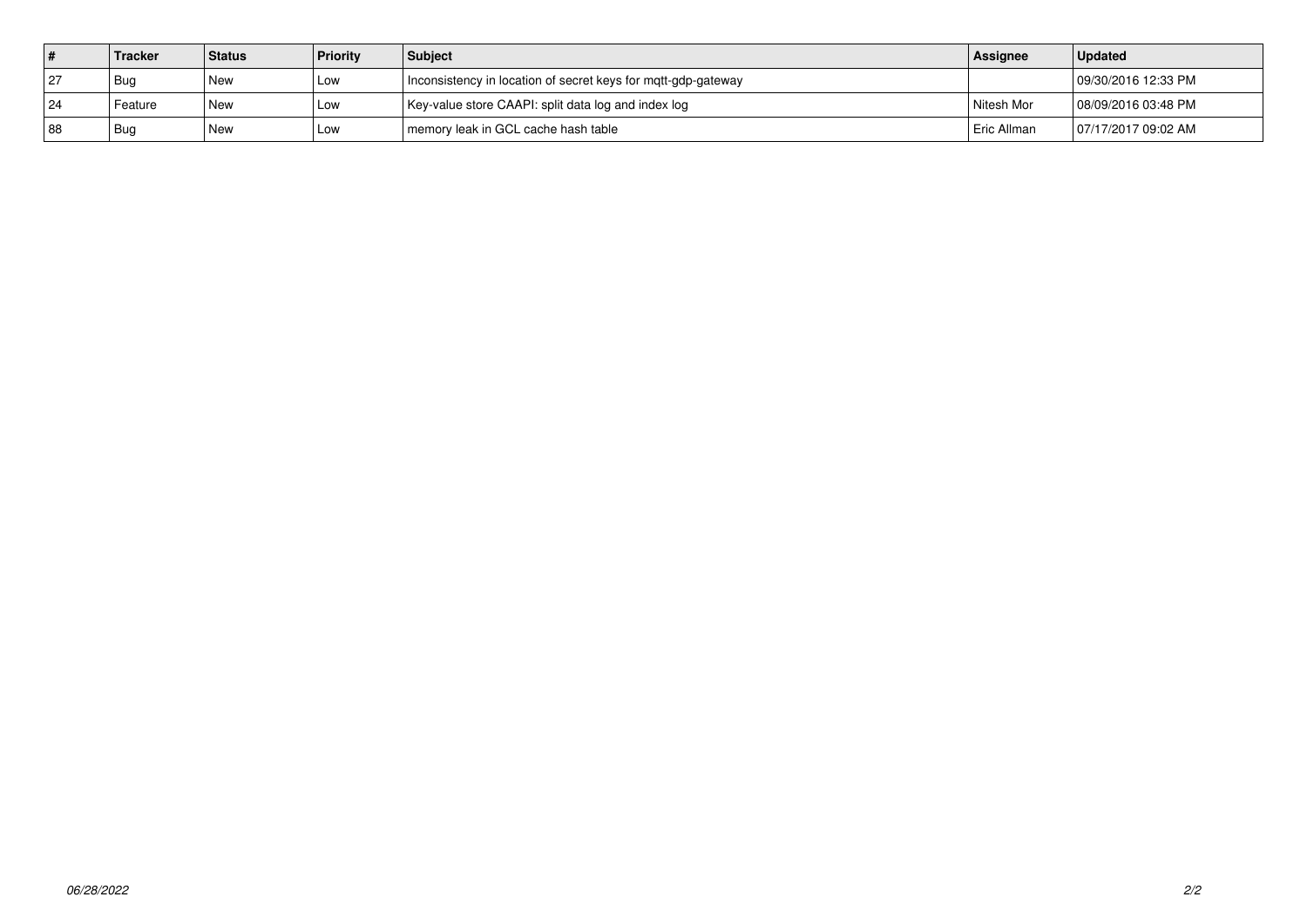| # | Tracker | Status | Priority | Subject | Assignee | Updated |
| --- | --- | --- | --- | --- | --- | --- |
| 27 | Bug | New | Low | Inconsistency in location of secret keys for mqtt-gdp-gateway | | 09/30/2016 12:33 PM |
| 24 | Feature | New | Low | Key-value store CAAPI: split data log and index log | Nitesh Mor | 08/09/2016 03:48 PM |
| 88 | Bug | New | Low | memory leak in GCL cache hash table | Eric Allman | 07/17/2017 09:02 AM |